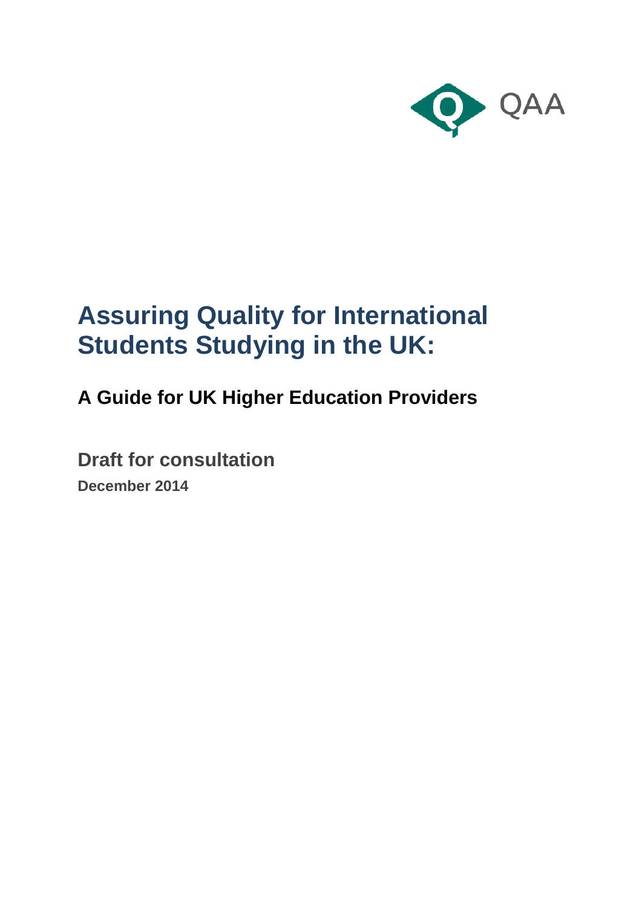QAA

# Assuring Quality for International Students Studying in the UK:

## A Guide for UK Higher Education Providers

**Draft for consultation**

**December 2014**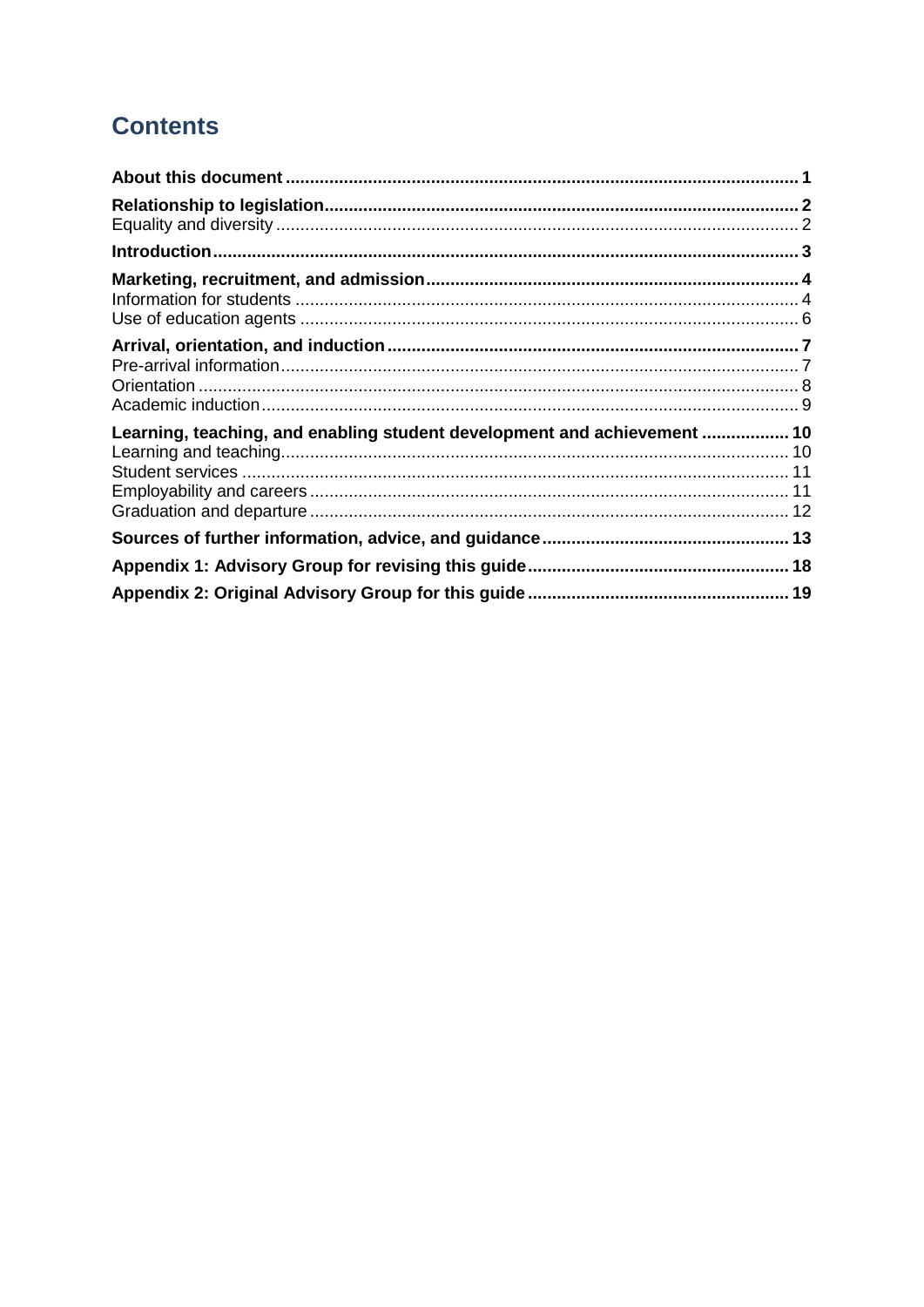# Contents

**About this document** ..... **1**

**Relationship to legislation** ..... **2**

Equality and diversity ..... 2

**Introduction** ..... **3**

**Marketing, recruitment, and admission** ..... **4**

Information for students ..... 4

Use of education agents ..... 6

**Arrival, orientation, and induction** ..... **7**

Pre-arrival information ..... 7

Orientation ..... 8

Academic induction ..... 9

**Learning, teaching, and enabling student development and achievement** ..... **10**

Learning and teaching ..... 10

Student services ..... 11

Employability and careers ..... 11

Graduation and departure ..... 12

**Sources of further information, advice, and guidance** ..... **13**

**Appendix 1: Advisory Group for revising this guide** ..... **18**

**Appendix 2: Original Advisory Group for this guide** ..... **19**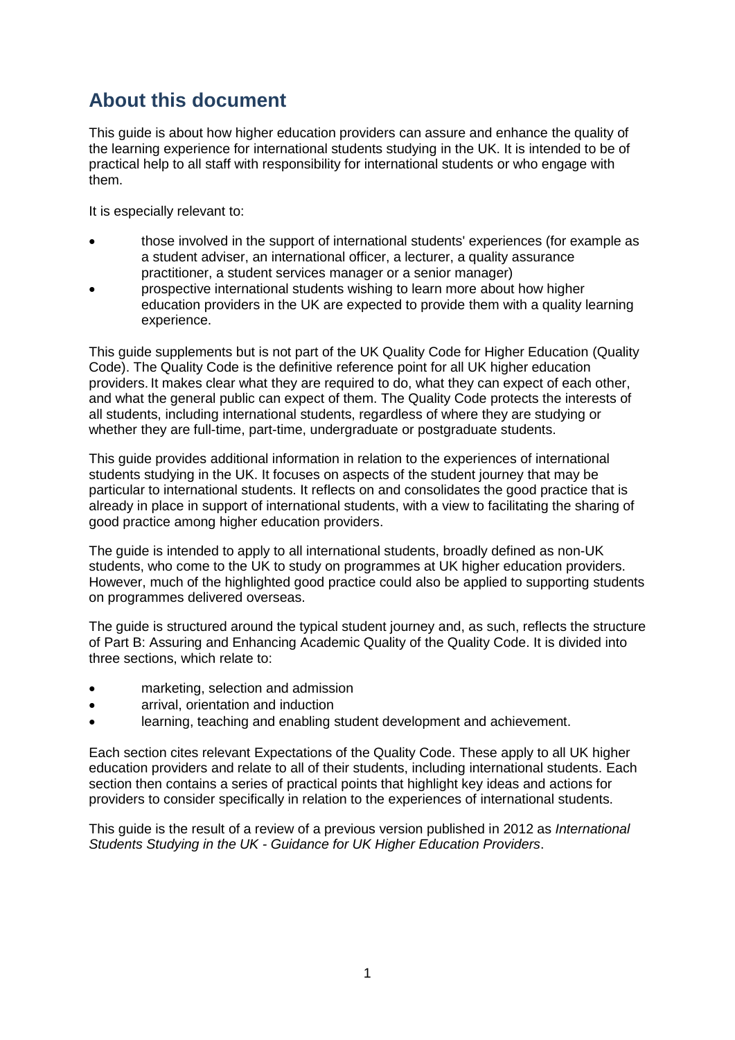## About this document

This guide is about how higher education providers can assure and enhance the quality of the learning experience for international students studying in the UK. It is intended to be of practical help to all staff with responsibility for international students or who engage with them.

It is especially relevant to:

- those involved in the support of international students' experiences (for example as a student adviser, an international officer, a lecturer, a quality assurance practitioner, a student services manager or a senior manager)
- prospective international students wishing to learn more about how higher education providers in the UK are expected to provide them with a quality learning experience.

This guide supplements but is not part of the UK Quality Code for Higher Education (Quality Code). The Quality Code is the definitive reference point for all UK higher education providers. It makes clear what they are required to do, what they can expect of each other, and what the general public can expect of them. The Quality Code protects the interests of all students, including international students, regardless of where they are studying or whether they are full-time, part-time, undergraduate or postgraduate students.

This guide provides additional information in relation to the experiences of international students studying in the UK. It focuses on aspects of the student journey that may be particular to international students. It reflects on and consolidates the good practice that is already in place in support of international students, with a view to facilitating the sharing of good practice among higher education providers.

The guide is intended to apply to all international students, broadly defined as non-UK students, who come to the UK to study on programmes at UK higher education providers. However, much of the highlighted good practice could also be applied to supporting students on programmes delivered overseas.

The guide is structured around the typical student journey and, as such, reflects the structure of Part B: Assuring and Enhancing Academic Quality of the Quality Code. It is divided into three sections, which relate to:

- marketing, selection and admission
- arrival, orientation and induction
- learning, teaching and enabling student development and achievement.

Each section cites relevant Expectations of the Quality Code. These apply to all UK higher education providers and relate to all of their students, including international students. Each section then contains a series of practical points that highlight key ideas and actions for providers to consider specifically in relation to the experiences of international students.

This guide is the result of a review of a previous version published in 2012 as *International Students Studying in the UK - Guidance for UK Higher Education Providers*.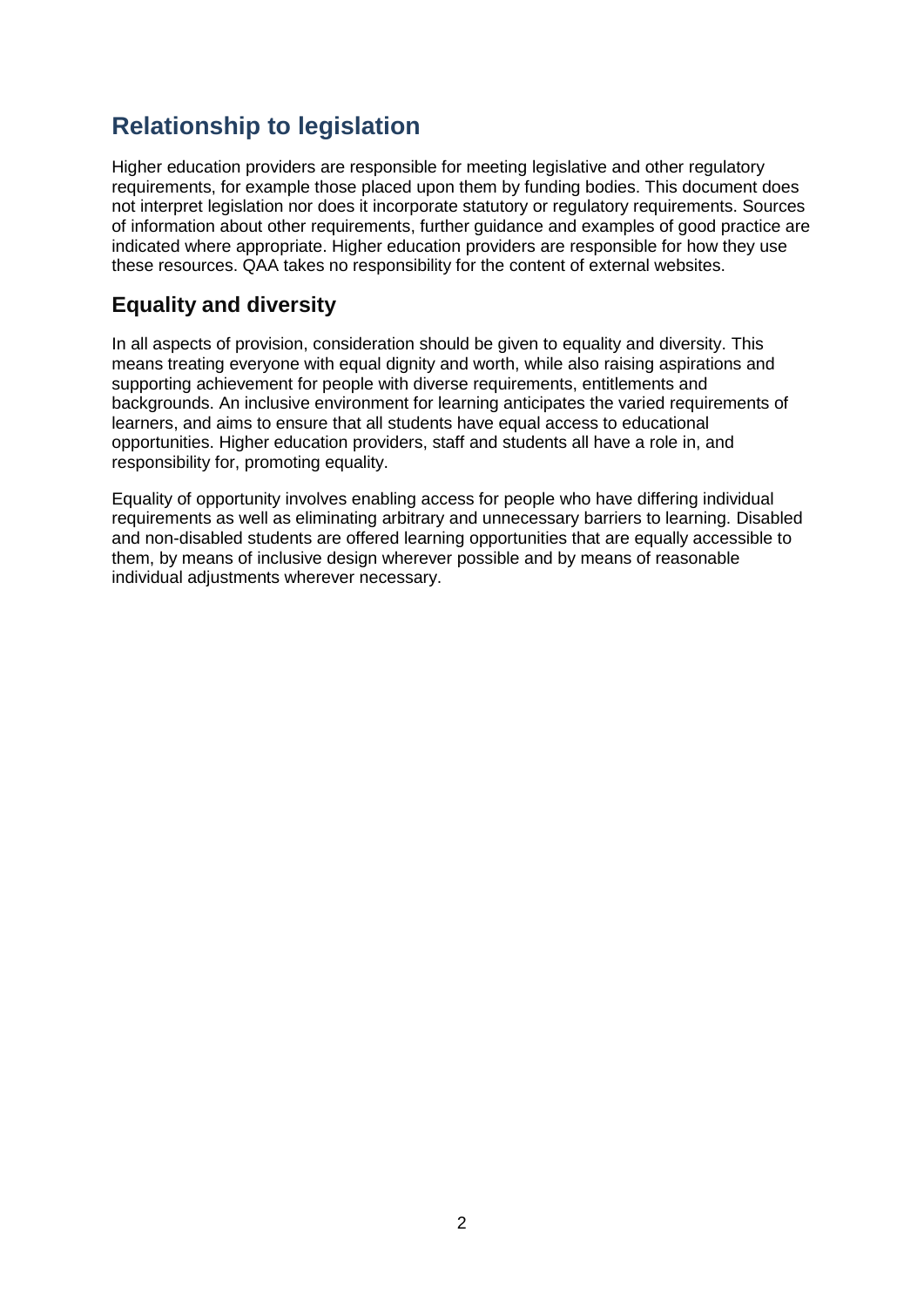# Relationship to legislation

Higher education providers are responsible for meeting legislative and other regulatory requirements, for example those placed upon them by funding bodies. This document does not interpret legislation nor does it incorporate statutory or regulatory requirements. Sources of information about other requirements, further guidance and examples of good practice are indicated where appropriate. Higher education providers are responsible for how they use these resources. QAA takes no responsibility for the content of external websites.

## Equality and diversity

In all aspects of provision, consideration should be given to equality and diversity. This means treating everyone with equal dignity and worth, while also raising aspirations and supporting achievement for people with diverse requirements, entitlements and backgrounds. An inclusive environment for learning anticipates the varied requirements of learners, and aims to ensure that all students have equal access to educational opportunities. Higher education providers, staff and students all have a role in, and responsibility for, promoting equality.

Equality of opportunity involves enabling access for people who have differing individual requirements as well as eliminating arbitrary and unnecessary barriers to learning. Disabled and non-disabled students are offered learning opportunities that are equally accessible to them, by means of inclusive design wherever possible and by means of reasonable individual adjustments wherever necessary.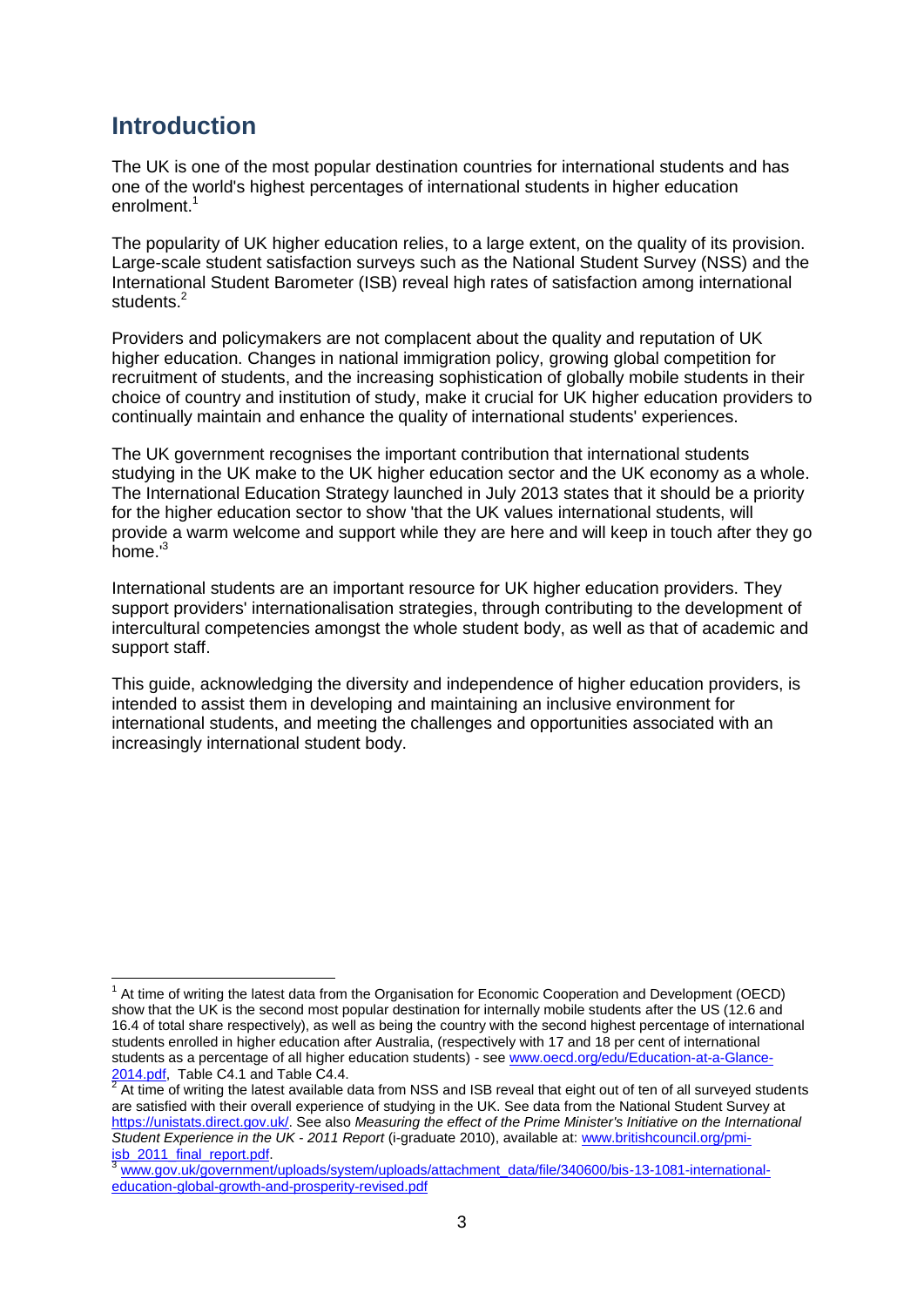## Introduction

The UK is one of the most popular destination countries for international students and has one of the world's highest percentages of international students in higher education enrolment.[1]

The popularity of UK higher education relies, to a large extent, on the quality of its provision. Large-scale student satisfaction surveys such as the National Student Survey (NSS) and the International Student Barometer (ISB) reveal high rates of satisfaction among international students.[2]

Providers and policymakers are not complacent about the quality and reputation of UK higher education. Changes in national immigration policy, growing global competition for recruitment of students, and the increasing sophistication of globally mobile students in their choice of country and institution of study, make it crucial for UK higher education providers to continually maintain and enhance the quality of international students' experiences.

The UK government recognises the important contribution that international students studying in the UK make to the UK higher education sector and the UK economy as a whole. The International Education Strategy launched in July 2013 states that it should be a priority for the higher education sector to show 'that the UK values international students, will provide a warm welcome and support while they are here and will keep in touch after they go home.'[3]

International students are an important resource for UK higher education providers. They support providers' internationalisation strategies, through contributing to the development of intercultural competencies amongst the whole student body, as well as that of academic and support staff.

This guide, acknowledging the diversity and independence of higher education providers, is intended to assist them in developing and maintaining an inclusive environment for international students, and meeting the challenges and opportunities associated with an increasingly international student body.

---

[1] At time of writing the latest data from the Organisation for Economic Cooperation and Development (OECD) show that the UK is the second most popular destination for internally mobile students after the US (12.6 and 16.4 of total share respectively), as well as being the country with the second highest percentage of international students enrolled in higher education after Australia, (respectively with 17 and 18 per cent of international students as a percentage of all higher education students) - see www.oecd.org/edu/Education-at-a-Glance-2014.pdf, Table C4.1 and Table C4.4.

[2] At time of writing the latest available data from NSS and ISB reveal that eight out of ten of all surveyed students are satisfied with their overall experience of studying in the UK. See data from the National Student Survey at https://unistats.direct.gov.uk/. See also *Measuring the effect of the Prime Minister's Initiative on the International Student Experience in the UK - 2011 Report* (i-graduate 2010), available at: www.britishcouncil.org/pmi-isb_2011_final_report.pdf.

[3] www.gov.uk/government/uploads/system/uploads/attachment_data/file/340600/bis-13-1081-international-education-global-growth-and-prosperity-revised.pdf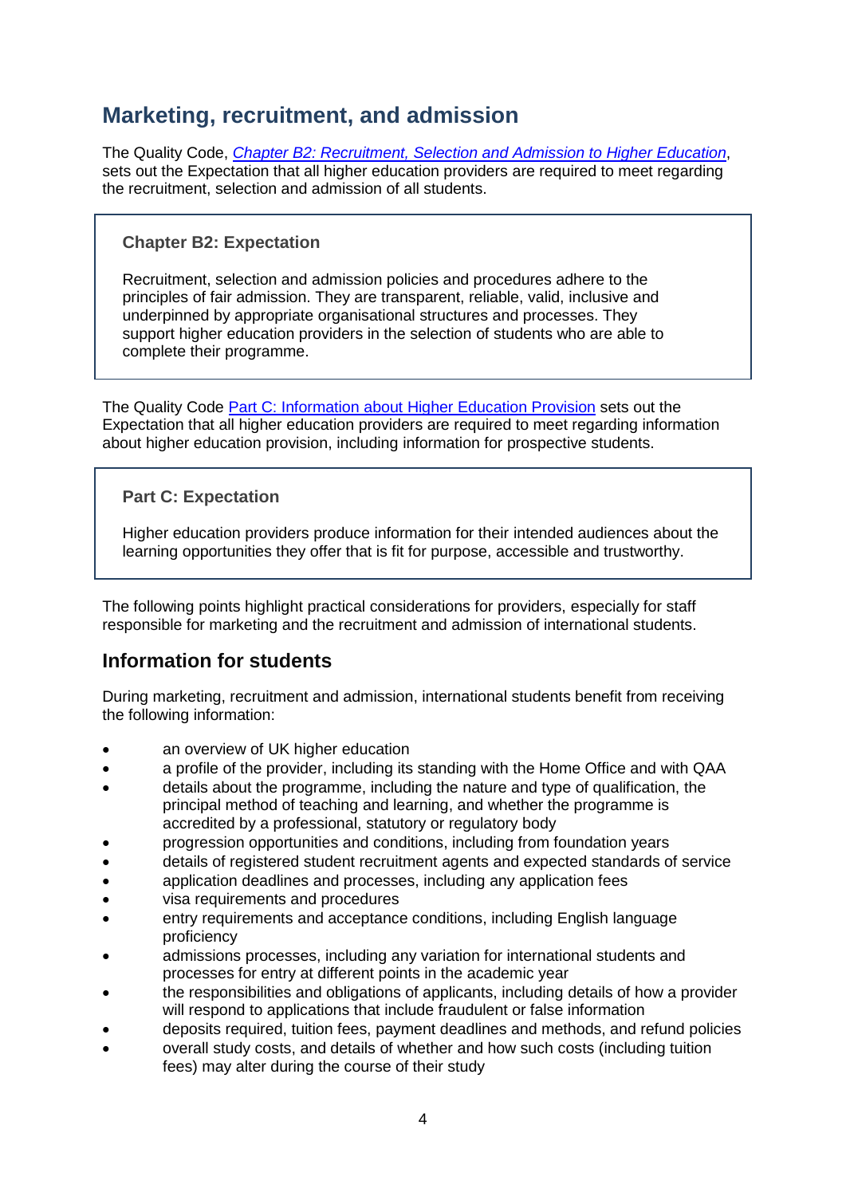## Marketing, recruitment, and admission

The Quality Code, *[Chapter B2: Recruitment, Selection and Admission to Higher Education](#)*, sets out the Expectation that all higher education providers are required to meet regarding the recruitment, selection and admission of all students.

> **Chapter B2: Expectation**
>
> Recruitment, selection and admission policies and procedures adhere to the principles of fair admission. They are transparent, reliable, valid, inclusive and underpinned by appropriate organisational structures and processes. They support higher education providers in the selection of students who are able to complete their programme.

The Quality Code [Part C: Information about Higher Education Provision](#) sets out the Expectation that all higher education providers are required to meet regarding information about higher education provision, including information for prospective students.

> **Part C: Expectation**
>
> Higher education providers produce information for their intended audiences about the learning opportunities they offer that is fit for purpose, accessible and trustworthy.

The following points highlight practical considerations for providers, especially for staff responsible for marketing and the recruitment and admission of international students.

### Information for students

During marketing, recruitment and admission, international students benefit from receiving the following information:

- an overview of UK higher education
- a profile of the provider, including its standing with the Home Office and with QAA
- details about the programme, including the nature and type of qualification, the principal method of teaching and learning, and whether the programme is accredited by a professional, statutory or regulatory body
- progression opportunities and conditions, including from foundation years
- details of registered student recruitment agents and expected standards of service
- application deadlines and processes, including any application fees
- visa requirements and procedures
- entry requirements and acceptance conditions, including English language proficiency
- admissions processes, including any variation for international students and processes for entry at different points in the academic year
- the responsibilities and obligations of applicants, including details of how a provider will respond to applications that include fraudulent or false information
- deposits required, tuition fees, payment deadlines and methods, and refund policies
- overall study costs, and details of whether and how such costs (including tuition fees) may alter during the course of their study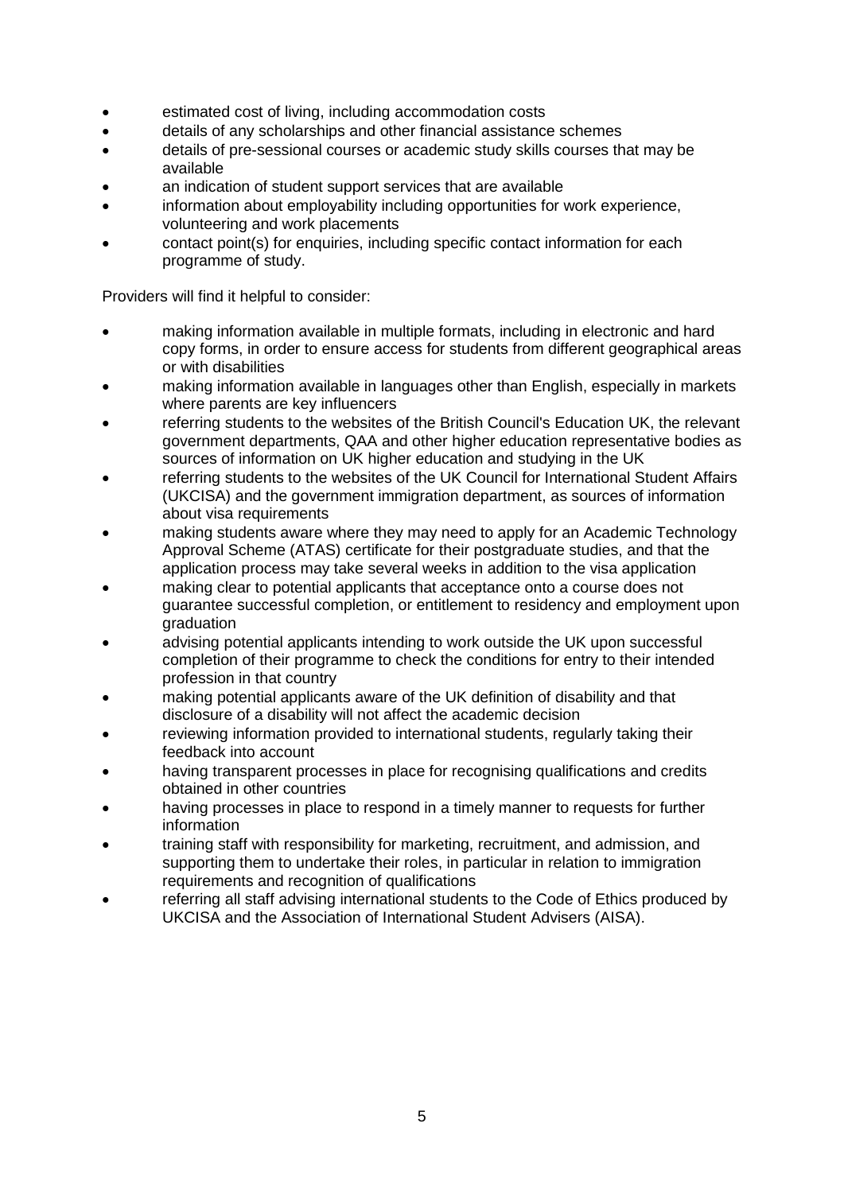- estimated cost of living, including accommodation costs
- details of any scholarships and other financial assistance schemes
- details of pre-sessional courses or academic study skills courses that may be available
- an indication of student support services that are available
- information about employability including opportunities for work experience, volunteering and work placements
- contact point(s) for enquiries, including specific contact information for each programme of study.

Providers will find it helpful to consider:

- making information available in multiple formats, including in electronic and hard copy forms, in order to ensure access for students from different geographical areas or with disabilities
- making information available in languages other than English, especially in markets where parents are key influencers
- referring students to the websites of the British Council's Education UK, the relevant government departments, QAA and other higher education representative bodies as sources of information on UK higher education and studying in the UK
- referring students to the websites of the UK Council for International Student Affairs (UKCISA) and the government immigration department, as sources of information about visa requirements
- making students aware where they may need to apply for an Academic Technology Approval Scheme (ATAS) certificate for their postgraduate studies, and that the application process may take several weeks in addition to the visa application
- making clear to potential applicants that acceptance onto a course does not guarantee successful completion, or entitlement to residency and employment upon graduation
- advising potential applicants intending to work outside the UK upon successful completion of their programme to check the conditions for entry to their intended profession in that country
- making potential applicants aware of the UK definition of disability and that disclosure of a disability will not affect the academic decision
- reviewing information provided to international students, regularly taking their feedback into account
- having transparent processes in place for recognising qualifications and credits obtained in other countries
- having processes in place to respond in a timely manner to requests for further information
- training staff with responsibility for marketing, recruitment, and admission, and supporting them to undertake their roles, in particular in relation to immigration requirements and recognition of qualifications
- referring all staff advising international students to the Code of Ethics produced by UKCISA and the Association of International Student Advisers (AISA).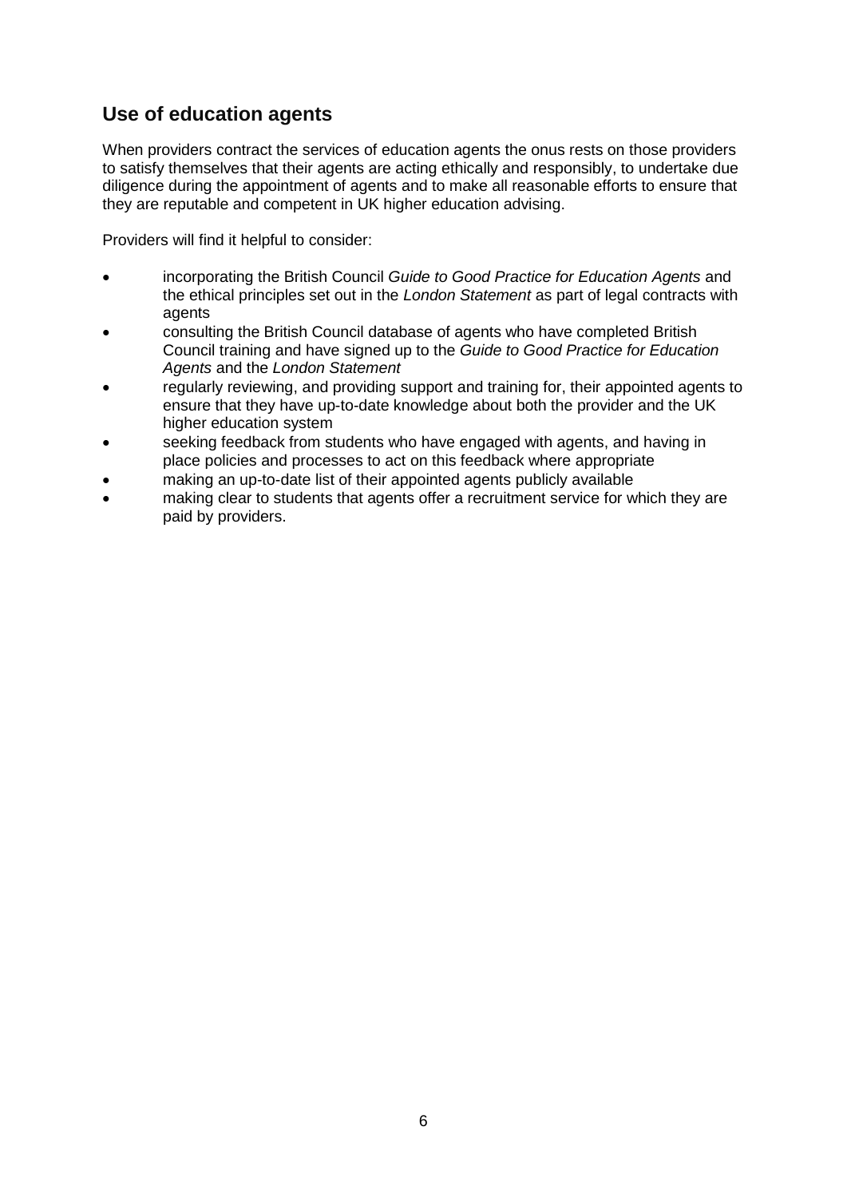## Use of education agents

When providers contract the services of education agents the onus rests on those providers to satisfy themselves that their agents are acting ethically and responsibly, to undertake due diligence during the appointment of agents and to make all reasonable efforts to ensure that they are reputable and competent in UK higher education advising.

Providers will find it helpful to consider:

- incorporating the British Council *Guide to Good Practice for Education Agents* and the ethical principles set out in the *London Statement* as part of legal contracts with agents
- consulting the British Council database of agents who have completed British Council training and have signed up to the *Guide to Good Practice for Education Agents* and the *London Statement*
- regularly reviewing, and providing support and training for, their appointed agents to ensure that they have up-to-date knowledge about both the provider and the UK higher education system
- seeking feedback from students who have engaged with agents, and having in place policies and processes to act on this feedback where appropriate
- making an up-to-date list of their appointed agents publicly available
- making clear to students that agents offer a recruitment service for which they are paid by providers.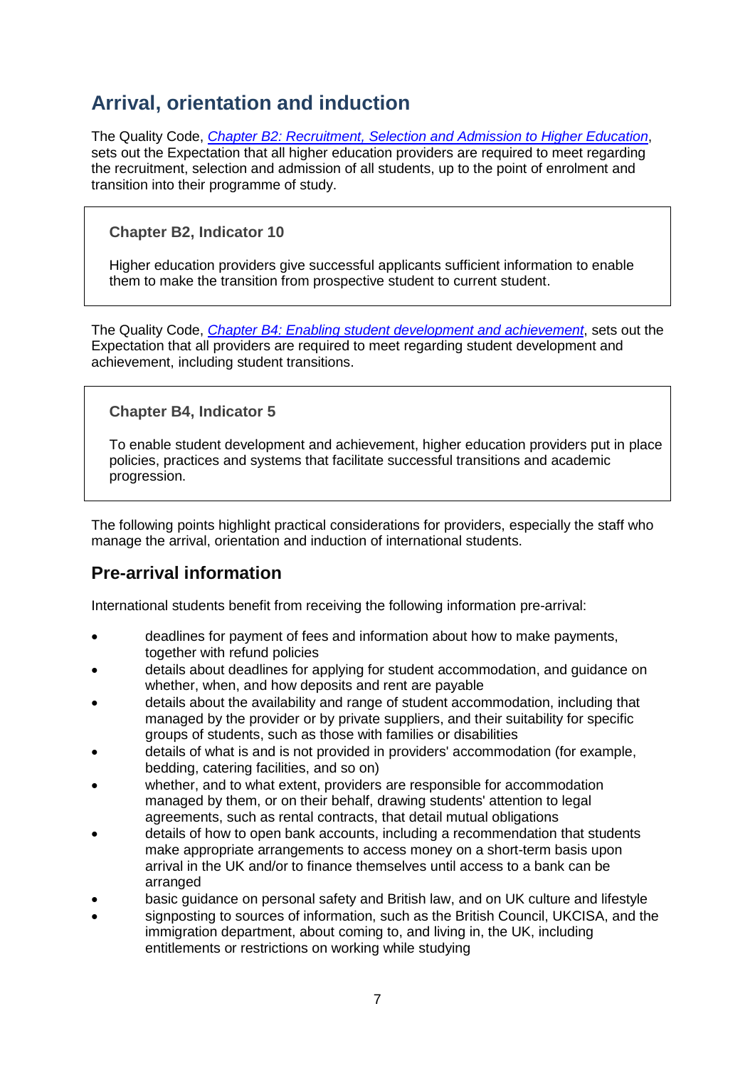## Arrival, orientation and induction

The Quality Code, *Chapter B2: Recruitment, Selection and Admission to Higher Education*, sets out the Expectation that all higher education providers are required to meet regarding the recruitment, selection and admission of all students, up to the point of enrolment and transition into their programme of study.

> **Chapter B2, Indicator 10**
>
> Higher education providers give successful applicants sufficient information to enable them to make the transition from prospective student to current student.

The Quality Code, *Chapter B4: Enabling student development and achievement*, sets out the Expectation that all providers are required to meet regarding student development and achievement, including student transitions.

> **Chapter B4, Indicator 5**
>
> To enable student development and achievement, higher education providers put in place policies, practices and systems that facilitate successful transitions and academic progression.

The following points highlight practical considerations for providers, especially the staff who manage the arrival, orientation and induction of international students.

### Pre-arrival information

International students benefit from receiving the following information pre-arrival:

- deadlines for payment of fees and information about how to make payments, together with refund policies
- details about deadlines for applying for student accommodation, and guidance on whether, when, and how deposits and rent are payable
- details about the availability and range of student accommodation, including that managed by the provider or by private suppliers, and their suitability for specific groups of students, such as those with families or disabilities
- details of what is and is not provided in providers' accommodation (for example, bedding, catering facilities, and so on)
- whether, and to what extent, providers are responsible for accommodation managed by them, or on their behalf, drawing students' attention to legal agreements, such as rental contracts, that detail mutual obligations
- details of how to open bank accounts, including a recommendation that students make appropriate arrangements to access money on a short-term basis upon arrival in the UK and/or to finance themselves until access to a bank can be arranged
- basic guidance on personal safety and British law, and on UK culture and lifestyle
- signposting to sources of information, such as the British Council, UKCISA, and the immigration department, about coming to, and living in, the UK, including entitlements or restrictions on working while studying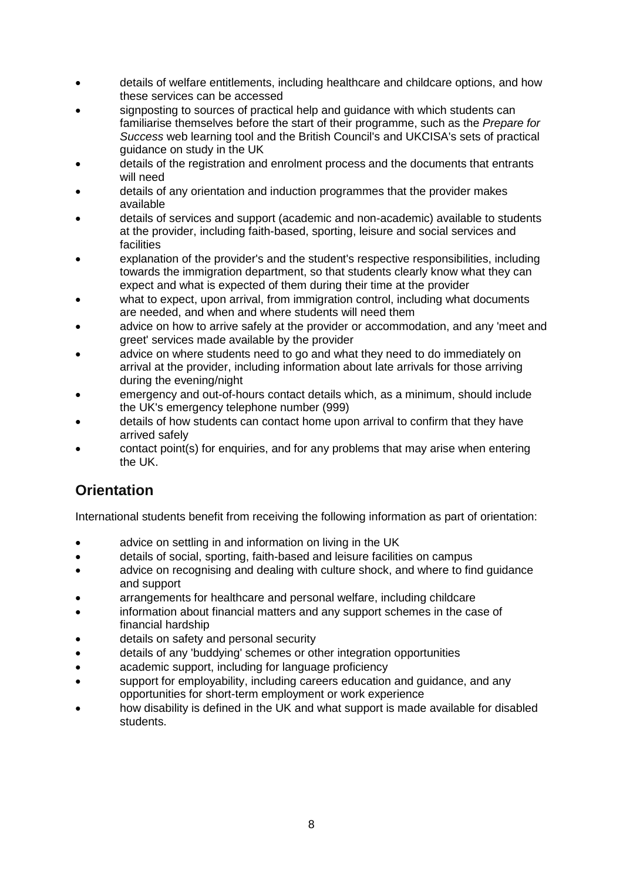- details of welfare entitlements, including healthcare and childcare options, and how these services can be accessed
- signposting to sources of practical help and guidance with which students can familiarise themselves before the start of their programme, such as the *Prepare for Success* web learning tool and the British Council's and UKCISA's sets of practical guidance on study in the UK
- details of the registration and enrolment process and the documents that entrants will need
- details of any orientation and induction programmes that the provider makes available
- details of services and support (academic and non-academic) available to students at the provider, including faith-based, sporting, leisure and social services and facilities
- explanation of the provider's and the student's respective responsibilities, including towards the immigration department, so that students clearly know what they can expect and what is expected of them during their time at the provider
- what to expect, upon arrival, from immigration control, including what documents are needed, and when and where students will need them
- advice on how to arrive safely at the provider or accommodation, and any 'meet and greet' services made available by the provider
- advice on where students need to go and what they need to do immediately on arrival at the provider, including information about late arrivals for those arriving during the evening/night
- emergency and out-of-hours contact details which, as a minimum, should include the UK's emergency telephone number (999)
- details of how students can contact home upon arrival to confirm that they have arrived safely
- contact point(s) for enquiries, and for any problems that may arise when entering the UK.

## Orientation

International students benefit from receiving the following information as part of orientation:

- advice on settling in and information on living in the UK
- details of social, sporting, faith-based and leisure facilities on campus
- advice on recognising and dealing with culture shock, and where to find guidance and support
- arrangements for healthcare and personal welfare, including childcare
- information about financial matters and any support schemes in the case of financial hardship
- details on safety and personal security
- details of any 'buddying' schemes or other integration opportunities
- academic support, including for language proficiency
- support for employability, including careers education and guidance, and any opportunities for short-term employment or work experience
- how disability is defined in the UK and what support is made available for disabled students.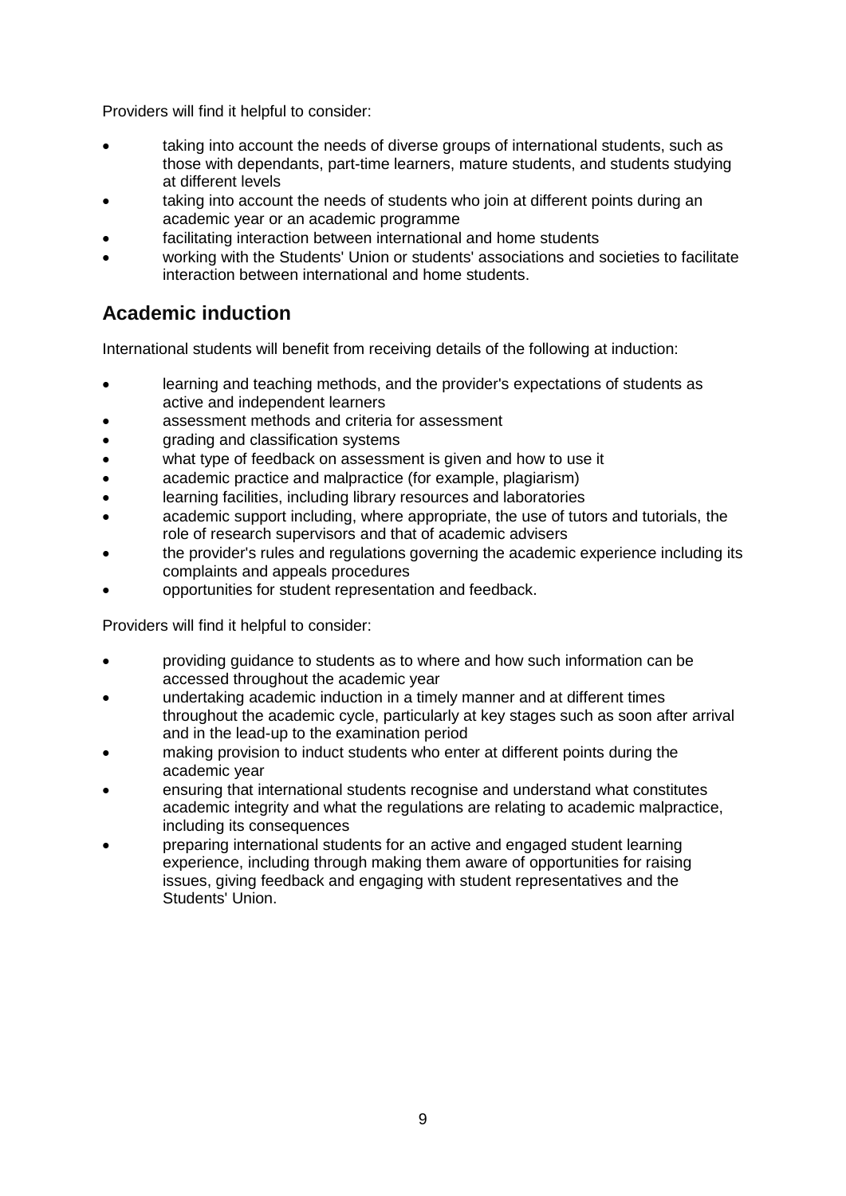Providers will find it helpful to consider:

- taking into account the needs of diverse groups of international students, such as those with dependants, part-time learners, mature students, and students studying at different levels
- taking into account the needs of students who join at different points during an academic year or an academic programme
- facilitating interaction between international and home students
- working with the Students' Union or students' associations and societies to facilitate interaction between international and home students.

## Academic induction

International students will benefit from receiving details of the following at induction:

- learning and teaching methods, and the provider's expectations of students as active and independent learners
- assessment methods and criteria for assessment
- grading and classification systems
- what type of feedback on assessment is given and how to use it
- academic practice and malpractice (for example, plagiarism)
- learning facilities, including library resources and laboratories
- academic support including, where appropriate, the use of tutors and tutorials, the role of research supervisors and that of academic advisers
- the provider's rules and regulations governing the academic experience including its complaints and appeals procedures
- opportunities for student representation and feedback.

Providers will find it helpful to consider:

- providing guidance to students as to where and how such information can be accessed throughout the academic year
- undertaking academic induction in a timely manner and at different times throughout the academic cycle, particularly at key stages such as soon after arrival and in the lead-up to the examination period
- making provision to induct students who enter at different points during the academic year
- ensuring that international students recognise and understand what constitutes academic integrity and what the regulations are relating to academic malpractice, including its consequences
- preparing international students for an active and engaged student learning experience, including through making them aware of opportunities for raising issues, giving feedback and engaging with student representatives and the Students' Union.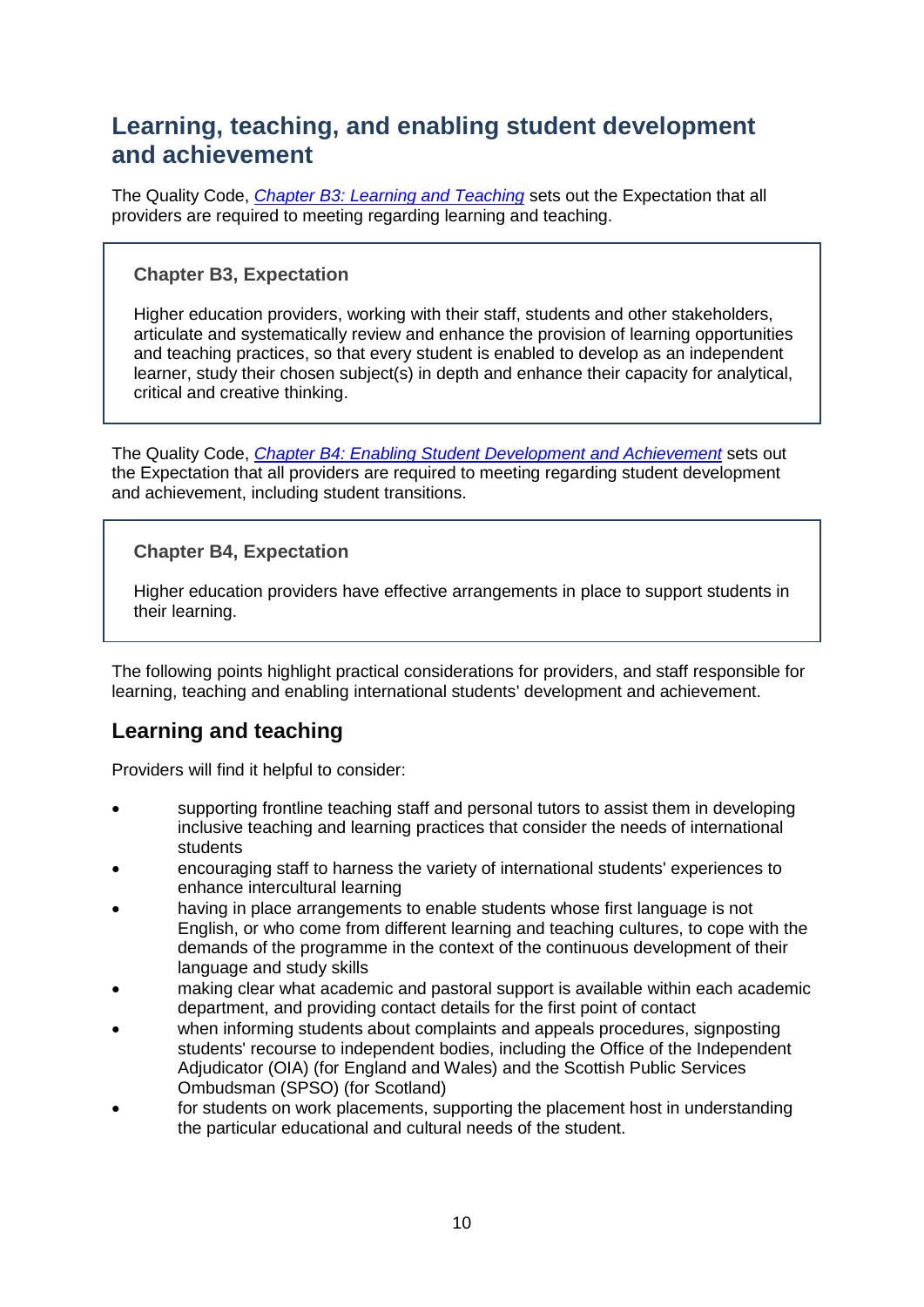## Learning, teaching, and enabling student development and achievement

The Quality Code, *Chapter B3: Learning and Teaching* sets out the Expectation that all providers are required to meeting regarding learning and teaching.

> **Chapter B3, Expectation**
>
> Higher education providers, working with their staff, students and other stakeholders, articulate and systematically review and enhance the provision of learning opportunities and teaching practices, so that every student is enabled to develop as an independent learner, study their chosen subject(s) in depth and enhance their capacity for analytical, critical and creative thinking.

The Quality Code, *Chapter B4: Enabling Student Development and Achievement* sets out the Expectation that all providers are required to meeting regarding student development and achievement, including student transitions.

> **Chapter B4, Expectation**
>
> Higher education providers have effective arrangements in place to support students in their learning.

The following points highlight practical considerations for providers, and staff responsible for learning, teaching and enabling international students' development and achievement.

### Learning and teaching

Providers will find it helpful to consider:

- supporting frontline teaching staff and personal tutors to assist them in developing inclusive teaching and learning practices that consider the needs of international students
- encouraging staff to harness the variety of international students' experiences to enhance intercultural learning
- having in place arrangements to enable students whose first language is not English, or who come from different learning and teaching cultures, to cope with the demands of the programme in the context of the continuous development of their language and study skills
- making clear what academic and pastoral support is available within each academic department, and providing contact details for the first point of contact
- when informing students about complaints and appeals procedures, signposting students' recourse to independent bodies, including the Office of the Independent Adjudicator (OIA) (for England and Wales) and the Scottish Public Services Ombudsman (SPSO) (for Scotland)
- for students on work placements, supporting the placement host in understanding the particular educational and cultural needs of the student.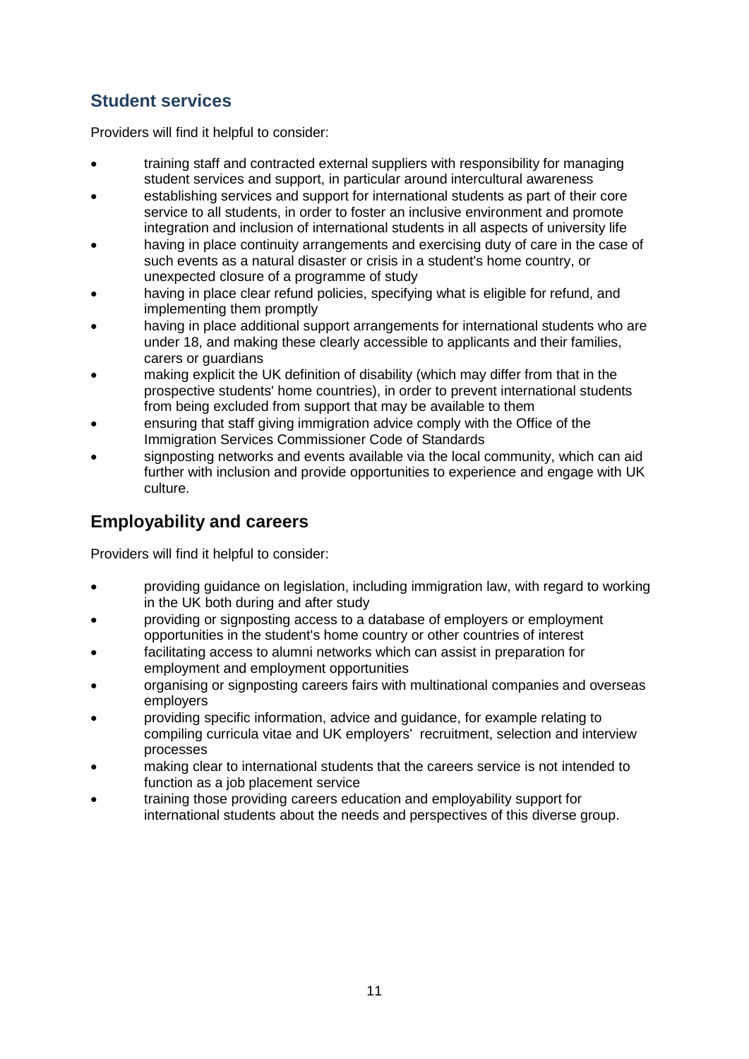## Student services

Providers will find it helpful to consider:

- training staff and contracted external suppliers with responsibility for managing student services and support, in particular around intercultural awareness
- establishing services and support for international students as part of their core service to all students, in order to foster an inclusive environment and promote integration and inclusion of international students in all aspects of university life
- having in place continuity arrangements and exercising duty of care in the case of such events as a natural disaster or crisis in a student's home country, or unexpected closure of a programme of study
- having in place clear refund policies, specifying what is eligible for refund, and implementing them promptly
- having in place additional support arrangements for international students who are under 18, and making these clearly accessible to applicants and their families, carers or guardians
- making explicit the UK definition of disability (which may differ from that in the prospective students' home countries), in order to prevent international students from being excluded from support that may be available to them
- ensuring that staff giving immigration advice comply with the Office of the Immigration Services Commissioner Code of Standards
- signposting networks and events available via the local community, which can aid further with inclusion and provide opportunities to experience and engage with UK culture.

## Employability and careers

Providers will find it helpful to consider:

- providing guidance on legislation, including immigration law, with regard to working in the UK both during and after study
- providing or signposting access to a database of employers or employment opportunities in the student's home country or other countries of interest
- facilitating access to alumni networks which can assist in preparation for employment and employment opportunities
- organising or signposting careers fairs with multinational companies and overseas employers
- providing specific information, advice and guidance, for example relating to compiling curricula vitae and UK employers' recruitment, selection and interview processes
- making clear to international students that the careers service is not intended to function as a job placement service
- training those providing careers education and employability support for international students about the needs and perspectives of this diverse group.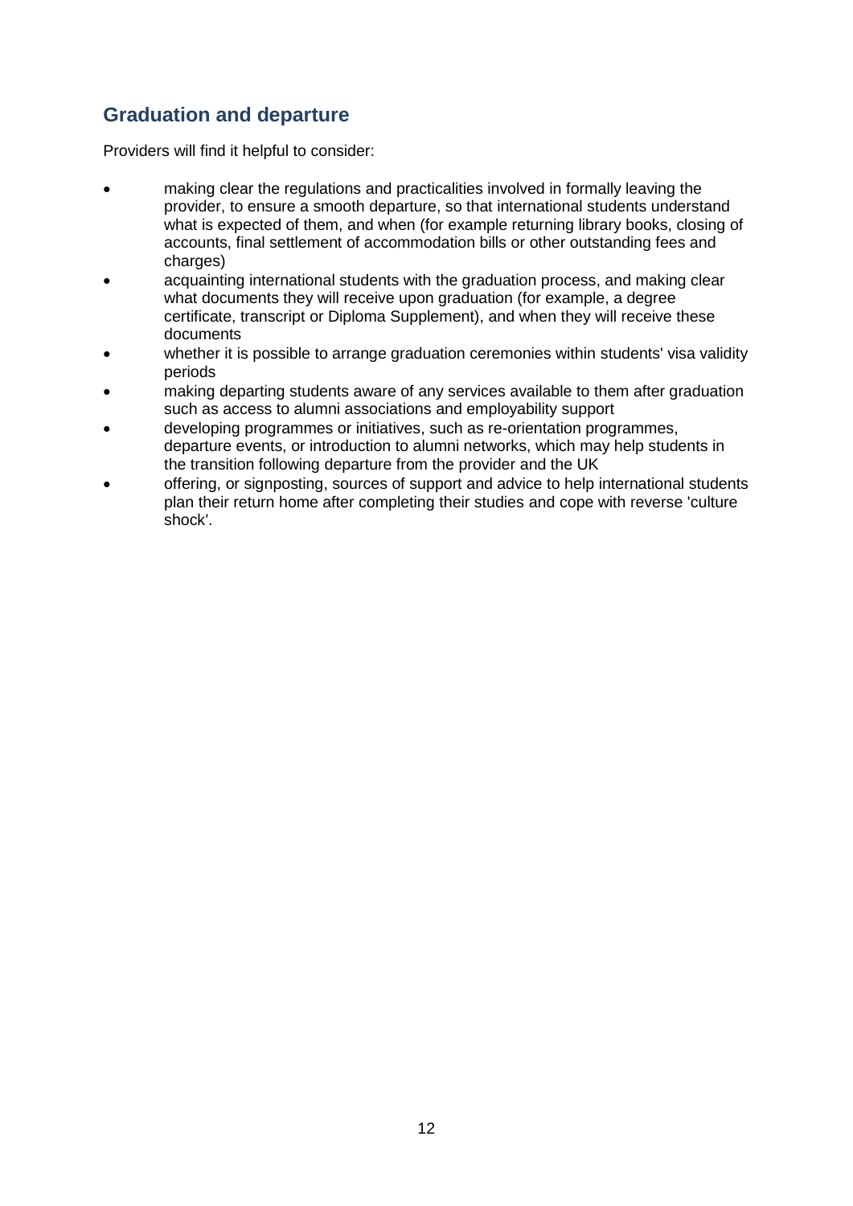## Graduation and departure

Providers will find it helpful to consider:

- making clear the regulations and practicalities involved in formally leaving the provider, to ensure a smooth departure, so that international students understand what is expected of them, and when (for example returning library books, closing of accounts, final settlement of accommodation bills or other outstanding fees and charges)
- acquainting international students with the graduation process, and making clear what documents they will receive upon graduation (for example, a degree certificate, transcript or Diploma Supplement), and when they will receive these documents
- whether it is possible to arrange graduation ceremonies within students' visa validity periods
- making departing students aware of any services available to them after graduation such as access to alumni associations and employability support
- developing programmes or initiatives, such as re-orientation programmes, departure events, or introduction to alumni networks, which may help students in the transition following departure from the provider and the UK
- offering, or signposting, sources of support and advice to help international students plan their return home after completing their studies and cope with reverse 'culture shock'.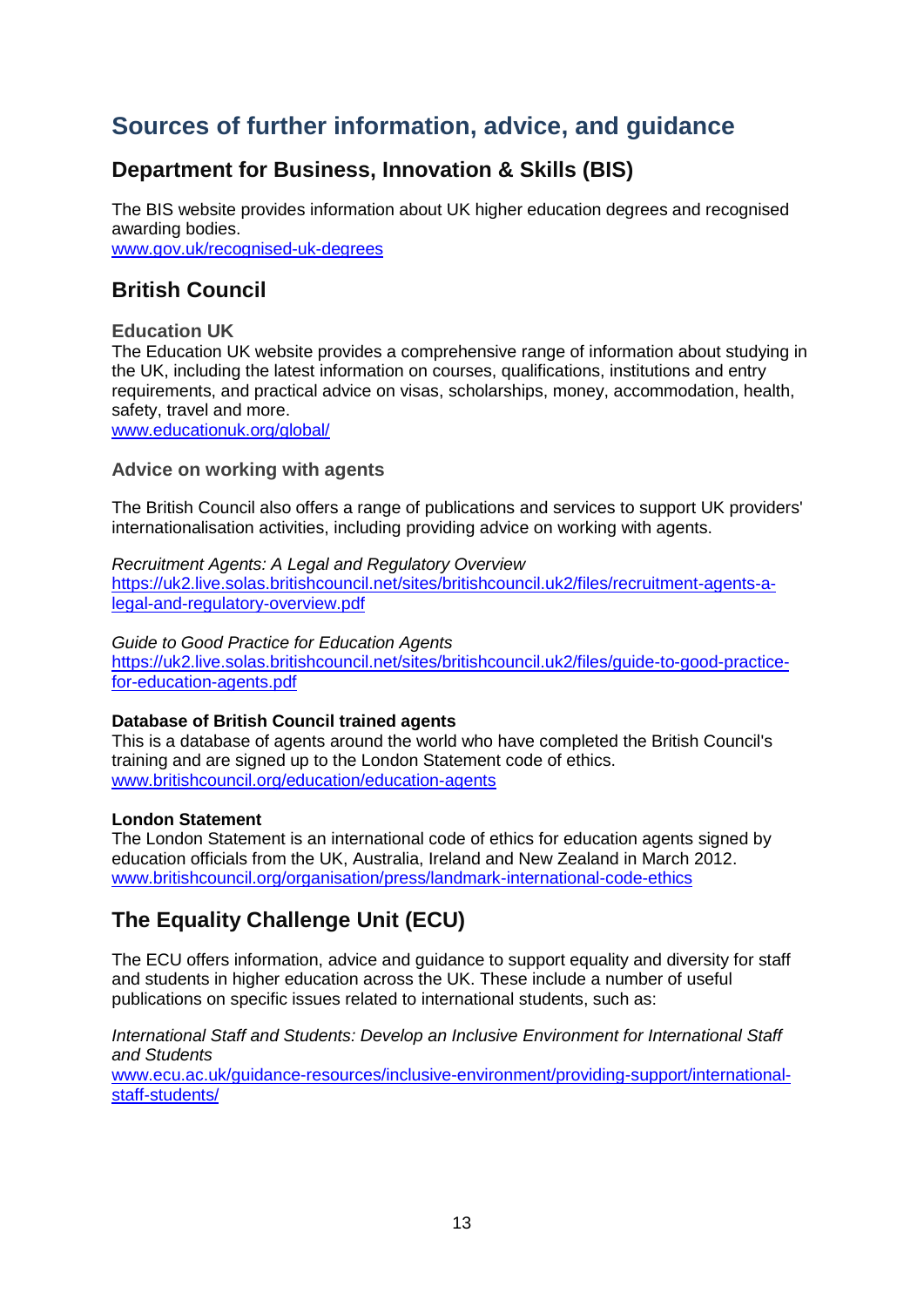# Sources of further information, advice, and guidance

## Department for Business, Innovation & Skills (BIS)

The BIS website provides information about UK higher education degrees and recognised awarding bodies.
[www.gov.uk/recognised-uk-degrees](www.gov.uk/recognised-uk-degrees)

## British Council

### Education UK

The Education UK website provides a comprehensive range of information about studying in the UK, including the latest information on courses, qualifications, institutions and entry requirements, and practical advice on visas, scholarships, money, accommodation, health, safety, travel and more.
[www.educationuk.org/global/](www.educationuk.org/global/)

### Advice on working with agents

The British Council also offers a range of publications and services to support UK providers' internationalisation activities, including providing advice on working with agents.

*Recruitment Agents: A Legal and Regulatory Overview*
[https://uk2.live.solas.britishcouncil.net/sites/britishcouncil.uk2/files/recruitment-agents-a-legal-and-regulatory-overview.pdf](https://uk2.live.solas.britishcouncil.net/sites/britishcouncil.uk2/files/recruitment-agents-a-legal-and-regulatory-overview.pdf)

*Guide to Good Practice for Education Agents*
[https://uk2.live.solas.britishcouncil.net/sites/britishcouncil.uk2/files/guide-to-good-practice-for-education-agents.pdf](https://uk2.live.solas.britishcouncil.net/sites/britishcouncil.uk2/files/guide-to-good-practice-for-education-agents.pdf)

**Database of British Council trained agents**
This is a database of agents around the world who have completed the British Council's training and are signed up to the London Statement code of ethics.
[www.britishcouncil.org/education/education-agents](www.britishcouncil.org/education/education-agents)

**London Statement**
The London Statement is an international code of ethics for education agents signed by education officials from the UK, Australia, Ireland and New Zealand in March 2012.
[www.britishcouncil.org/organisation/press/landmark-international-code-ethics](www.britishcouncil.org/organisation/press/landmark-international-code-ethics)

## The Equality Challenge Unit (ECU)

The ECU offers information, advice and guidance to support equality and diversity for staff and students in higher education across the UK. These include a number of useful publications on specific issues related to international students, such as:

*International Staff and Students: Develop an Inclusive Environment for International Staff and Students*
[www.ecu.ac.uk/guidance-resources/inclusive-environment/providing-support/international-staff-students/](www.ecu.ac.uk/guidance-resources/inclusive-environment/providing-support/international-staff-students/)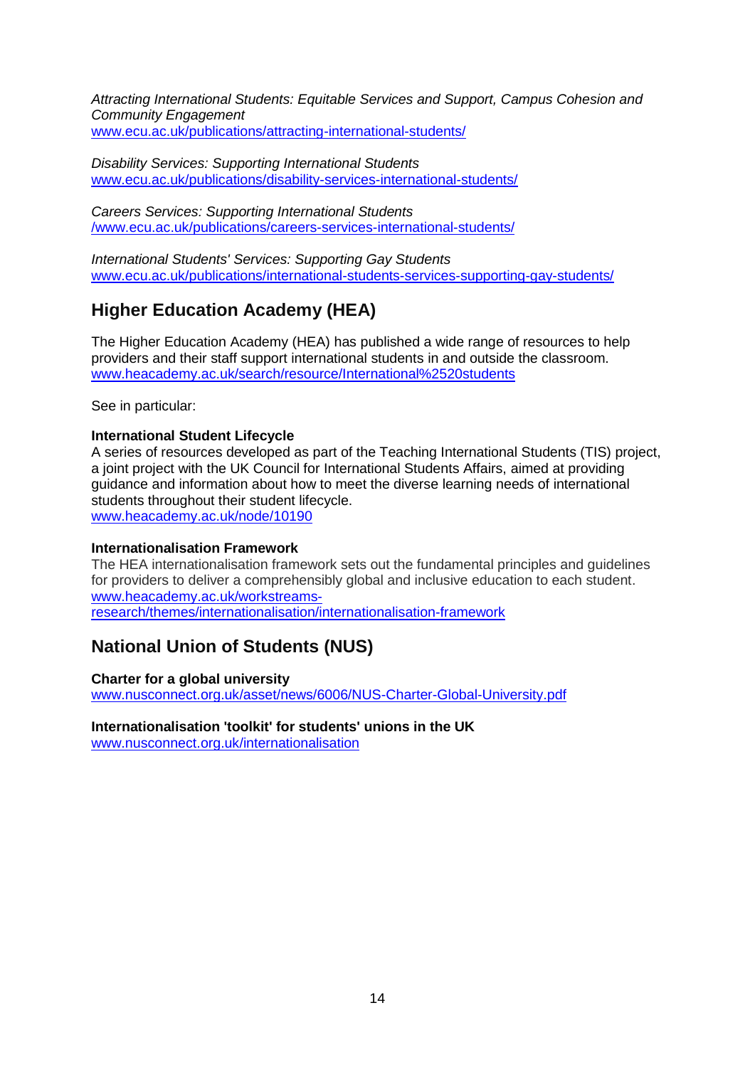*Attracting International Students: Equitable Services and Support, Campus Cohesion and Community Engagement*
www.ecu.ac.uk/publications/attracting-international-students/

*Disability Services: Supporting International Students*
www.ecu.ac.uk/publications/disability-services-international-students/

*Careers Services: Supporting International Students*
/www.ecu.ac.uk/publications/careers-services-international-students/

*International Students' Services: Supporting Gay Students*
www.ecu.ac.uk/publications/international-students-services-supporting-gay-students/

## Higher Education Academy (HEA)

The Higher Education Academy (HEA) has published a wide range of resources to help providers and their staff support international students in and outside the classroom.
www.heacademy.ac.uk/search/resource/International%2520students

See in particular:

**International Student Lifecycle**
A series of resources developed as part of the Teaching International Students (TIS) project, a joint project with the UK Council for International Students Affairs, aimed at providing guidance and information about how to meet the diverse learning needs of international students throughout their student lifecycle.
www.heacademy.ac.uk/node/10190

**Internationalisation Framework**
The HEA internationalisation framework sets out the fundamental principles and guidelines for providers to deliver a comprehensibly global and inclusive education to each student.
www.heacademy.ac.uk/workstreams-research/themes/internationalisation/internationalisation-framework

## National Union of Students (NUS)

**Charter for a global university**
www.nusconnect.org.uk/asset/news/6006/NUS-Charter-Global-University.pdf

**Internationalisation 'toolkit' for students' unions in the UK**
www.nusconnect.org.uk/internationalisation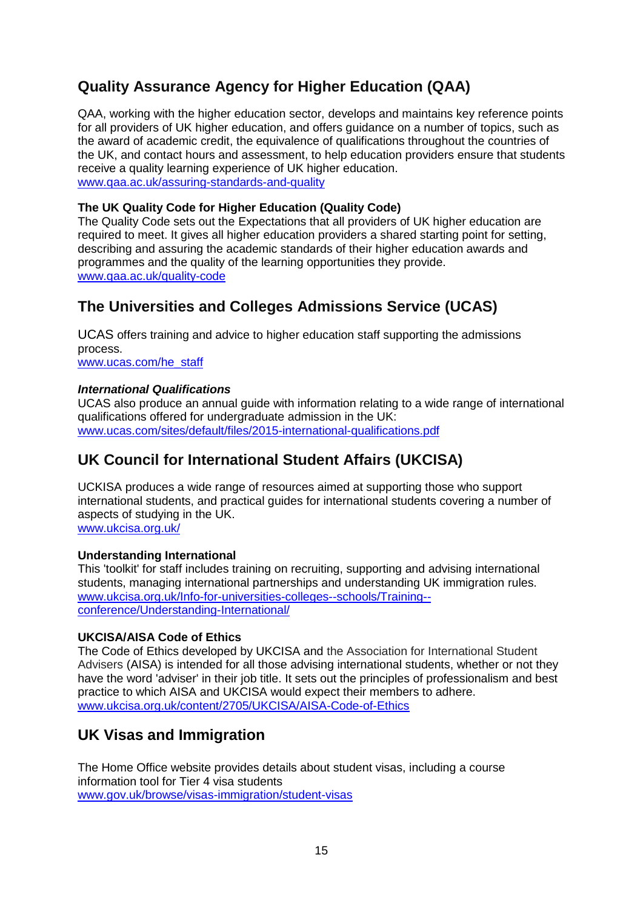## Quality Assurance Agency for Higher Education (QAA)

QAA, working with the higher education sector, develops and maintains key reference points for all providers of UK higher education, and offers guidance on a number of topics, such as the award of academic credit, the equivalence of qualifications throughout the countries of the UK, and contact hours and assessment, to help education providers ensure that students receive a quality learning experience of UK higher education.
www.qaa.ac.uk/assuring-standards-and-quality

**The UK Quality Code for Higher Education (Quality Code)**
The Quality Code sets out the Expectations that all providers of UK higher education are required to meet. It gives all higher education providers a shared starting point for setting, describing and assuring the academic standards of their higher education awards and programmes and the quality of the learning opportunities they provide.
www.qaa.ac.uk/quality-code

## The Universities and Colleges Admissions Service (UCAS)

UCAS offers training and advice to higher education staff supporting the admissions process.
www.ucas.com/he_staff

***International Qualifications***
UCAS also produce an annual guide with information relating to a wide range of international qualifications offered for undergraduate admission in the UK:
www.ucas.com/sites/default/files/2015-international-qualifications.pdf

## UK Council for International Student Affairs (UKCISA)

UCKISA produces a wide range of resources aimed at supporting those who support international students, and practical guides for international students covering a number of aspects of studying in the UK.
www.ukcisa.org.uk/

**Understanding International**
This 'toolkit' for staff includes training on recruiting, supporting and advising international students, managing international partnerships and understanding UK immigration rules.
www.ukcisa.org.uk/Info-for-universities-colleges--schools/Training--conference/Understanding-International/

**UKCISA/AISA Code of Ethics**
The Code of Ethics developed by UKCISA and the Association for International Student Advisers (AISA) is intended for all those advising international students, whether or not they have the word 'adviser' in their job title. It sets out the principles of professionalism and best practice to which AISA and UKCISA would expect their members to adhere.
www.ukcisa.org.uk/content/2705/UKCISA/AISA-Code-of-Ethics

## UK Visas and Immigration

The Home Office website provides details about student visas, including a course information tool for Tier 4 visa students
www.gov.uk/browse/visas-immigration/student-visas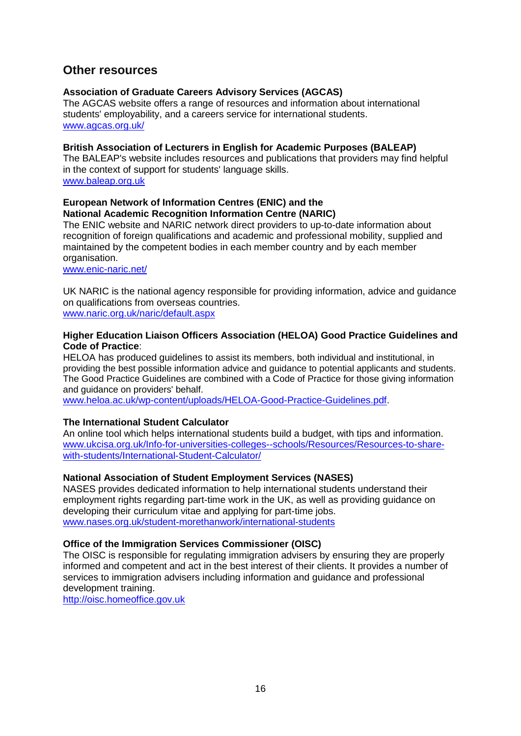## Other resources

**Association of Graduate Careers Advisory Services (AGCAS)**
The AGCAS website offers a range of resources and information about international students' employability, and a careers service for international students.
www.agcas.org.uk/

**British Association of Lecturers in English for Academic Purposes (BALEAP)**
The BALEAP's website includes resources and publications that providers may find helpful in the context of support for students' language skills.
www.baleap.org.uk

**European Network of Information Centres (ENIC) and the National Academic Recognition Information Centre (NARIC)**
The ENIC website and NARIC network direct providers to up-to-date information about recognition of foreign qualifications and academic and professional mobility, supplied and maintained by the competent bodies in each member country and by each member organisation.
www.enic-naric.net/

UK NARIC is the national agency responsible for providing information, advice and guidance on qualifications from overseas countries.
www.naric.org.uk/naric/default.aspx

**Higher Education Liaison Officers Association (HELOA) Good Practice Guidelines and Code of Practice**:
HELOA has produced guidelines to assist its members, both individual and institutional, in providing the best possible information advice and guidance to potential applicants and students. The Good Practice Guidelines are combined with a Code of Practice for those giving information and guidance on providers' behalf.
www.heloa.ac.uk/wp-content/uploads/HELOA-Good-Practice-Guidelines.pdf.

**The International Student Calculator**
An online tool which helps international students build a budget, with tips and information.
www.ukcisa.org.uk/Info-for-universities-colleges--schools/Resources/Resources-to-share-with-students/International-Student-Calculator/

**National Association of Student Employment Services (NASES)**
NASES provides dedicated information to help international students understand their employment rights regarding part-time work in the UK, as well as providing guidance on developing their curriculum vitae and applying for part-time jobs.
www.nases.org.uk/student-morethanwork/international-students

**Office of the Immigration Services Commissioner (OISC)**
The OISC is responsible for regulating immigration advisers by ensuring they are properly informed and competent and act in the best interest of their clients. It provides a number of services to immigration advisers including information and guidance and professional development training.
http://oisc.homeoffice.gov.uk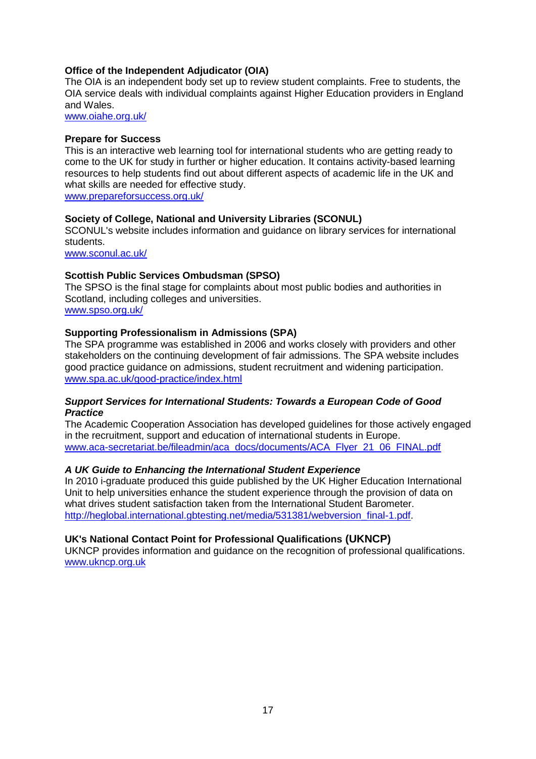**Office of the Independent Adjudicator (OIA)**
The OIA is an independent body set up to review student complaints. Free to students, the OIA service deals with individual complaints against Higher Education providers in England and Wales.
www.oiahe.org.uk/

**Prepare for Success**
This is an interactive web learning tool for international students who are getting ready to come to the UK for study in further or higher education. It contains activity-based learning resources to help students find out about different aspects of academic life in the UK and what skills are needed for effective study.
www.prepareforsuccess.org.uk/

**Society of College, National and University Libraries (SCONUL)**
SCONUL's website includes information and guidance on library services for international students.
www.sconul.ac.uk/

**Scottish Public Services Ombudsman (SPSO)**
The SPSO is the final stage for complaints about most public bodies and authorities in Scotland, including colleges and universities.
www.spso.org.uk/

**Supporting Professionalism in Admissions (SPA)**
The SPA programme was established in 2006 and works closely with providers and other stakeholders on the continuing development of fair admissions. The SPA website includes good practice guidance on admissions, student recruitment and widening participation.
www.spa.ac.uk/good-practice/index.html

***Support Services for International Students: Towards a European Code of Good Practice***
The Academic Cooperation Association has developed guidelines for those actively engaged in the recruitment, support and education of international students in Europe.
www.aca-secretariat.be/fileadmin/aca_docs/documents/ACA_Flyer_21_06_FINAL.pdf

***A UK Guide to Enhancing the International Student Experience***
In 2010 i-graduate produced this guide published by the UK Higher Education International Unit to help universities enhance the student experience through the provision of data on what drives student satisfaction taken from the International Student Barometer.
http://heglobal.international.gbtesting.net/media/531381/webversion_final-1.pdf.

**UK's National Contact Point for Professional Qualifications (UKNCP)**
UKNCP provides information and guidance on the recognition of professional qualifications.
www.ukncp.org.uk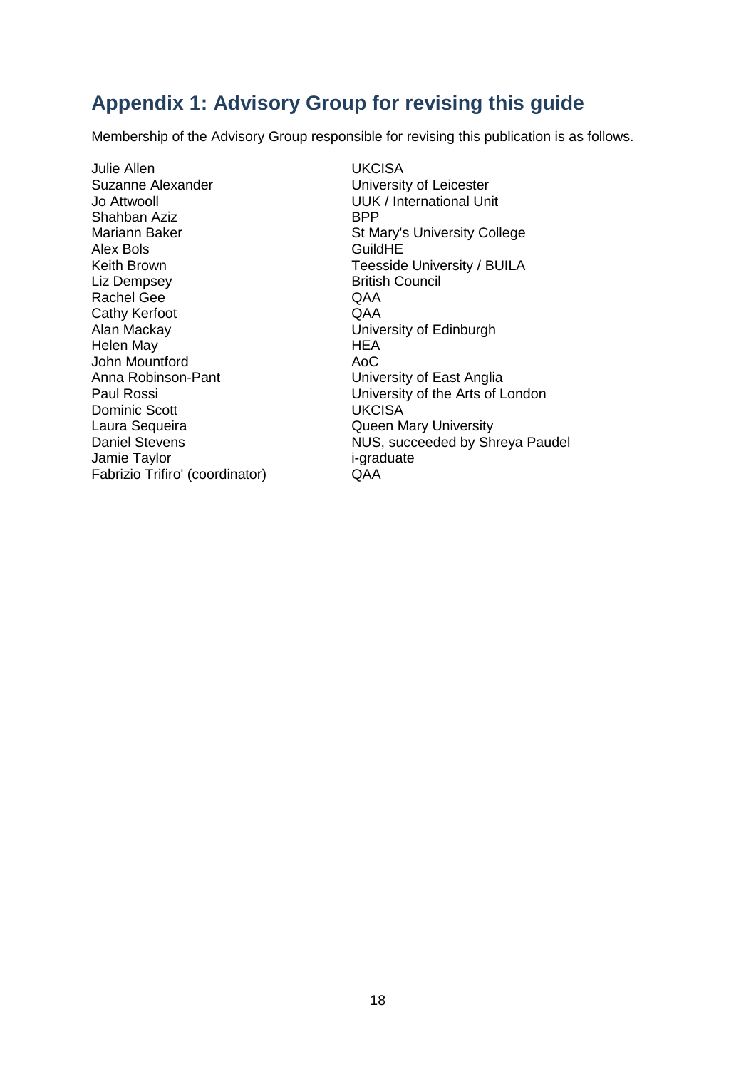## Appendix 1: Advisory Group for revising this guide

Membership of the Advisory Group responsible for revising this publication is as follows.

| | |
|---|---|
| Julie Allen | UKCISA |
| Suzanne Alexander | University of Leicester |
| Jo Attwooll | UUK / International Unit |
| Shahban Aziz | BPP |
| Mariann Baker | St Mary's University College |
| Alex Bols | GuildHE |
| Keith Brown | Teesside University / BUILA |
| Liz Dempsey | British Council |
| Rachel Gee | QAA |
| Cathy Kerfoot | QAA |
| Alan Mackay | University of Edinburgh |
| Helen May | HEA |
| John Mountford | AoC |
| Anna Robinson-Pant | University of East Anglia |
| Paul Rossi | University of the Arts of London |
| Dominic Scott | UKCISA |
| Laura Sequeira | Queen Mary University |
| Daniel Stevens | NUS, succeeded by Shreya Paudel |
| Jamie Taylor | i-graduate |
| Fabrizio Trifiro' (coordinator) | QAA |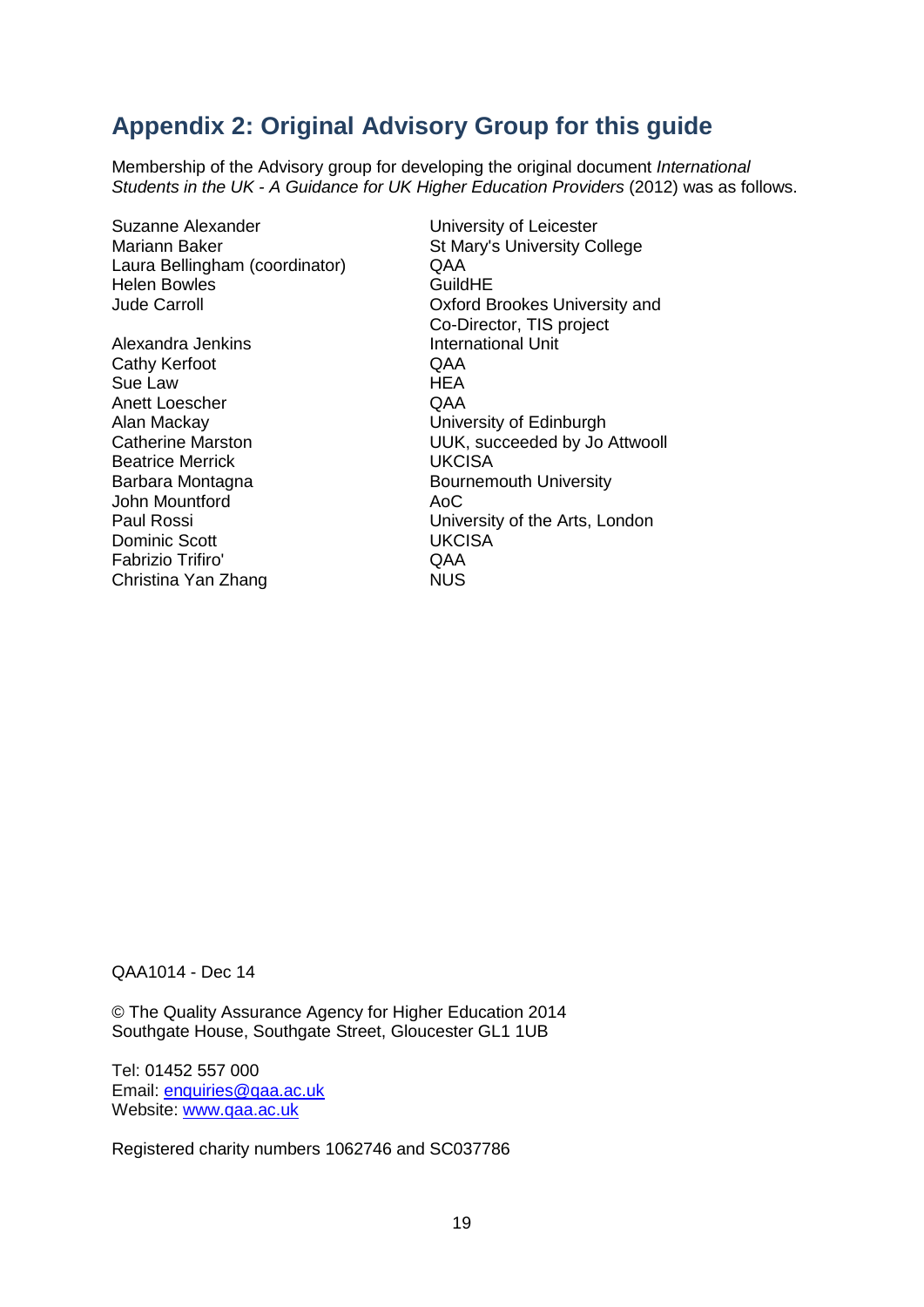## Appendix 2: Original Advisory Group for this guide

Membership of the Advisory group for developing the original document *International Students in the UK - A Guidance for UK Higher Education Providers* (2012) was as follows.

| | |
|---|---|
| Suzanne Alexander | University of Leicester |
| Mariann Baker | St Mary's University College |
| Laura Bellingham (coordinator) | QAA |
| Helen Bowles | GuildHE |
| Jude Carroll | Oxford Brookes University and Co-Director, TIS project |
| Alexandra Jenkins | International Unit |
| Cathy Kerfoot | QAA |
| Sue Law | HEA |
| Anett Loescher | QAA |
| Alan Mackay | University of Edinburgh |
| Catherine Marston | UUK, succeeded by Jo Attwooll |
| Beatrice Merrick | UKCISA |
| Barbara Montagna | Bournemouth University |
| John Mountford | AoC |
| Paul Rossi | University of the Arts, London |
| Dominic Scott | UKCISA |
| Fabrizio Trifiro' | QAA |
| Christina Yan Zhang | NUS |

QAA1014 - Dec 14

© The Quality Assurance Agency for Higher Education 2014
Southgate House, Southgate Street, Gloucester GL1 1UB

Tel: 01452 557 000
Email: enquiries@qaa.ac.uk
Website: www.qaa.ac.uk

Registered charity numbers 1062746 and SC037786